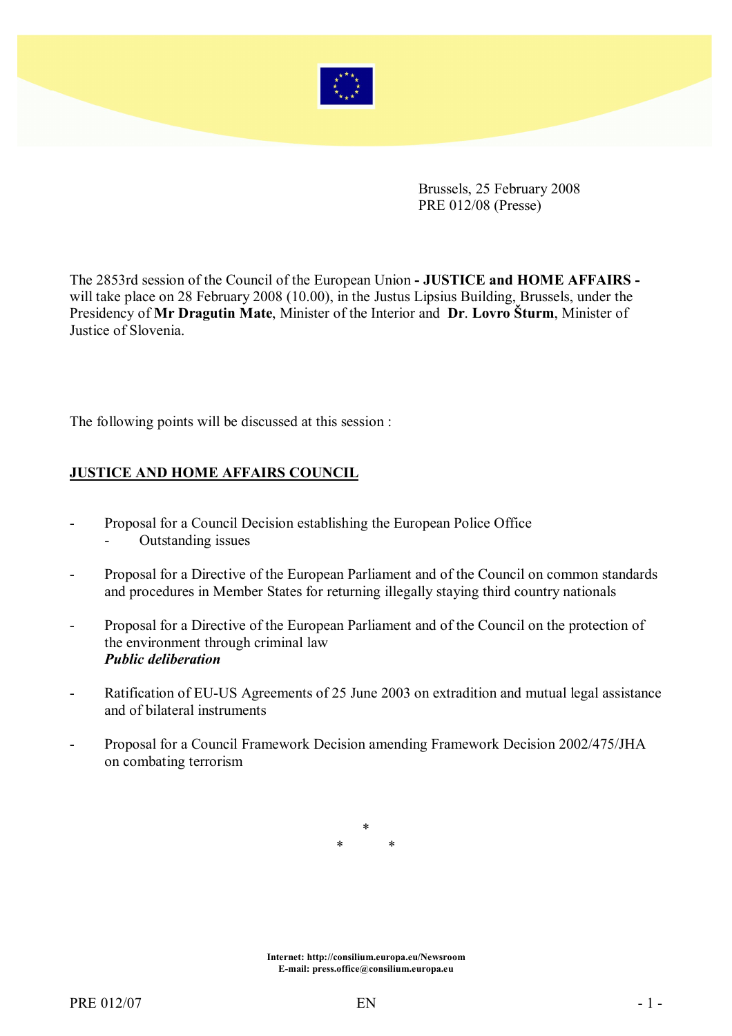Brussels, 25 February 2008
PRE 012/08 (Presse)

The 2853rd session of the Council of the European Union **- JUSTICE and HOME AFFAIRS -** will take place on 28 February 2008 (10.00), in the Justus Lipsius Building, Brussels, under the Presidency of **Mr Dragutin Mate**, Minister of the Interior and **Dr. Lovro Šturm**, Minister of Justice of Slovenia.

The following points will be discussed at this session :

## JUSTICE AND HOME AFFAIRS COUNCIL

- Proposal for a Council Decision establishing the European Police Office
  - Outstanding issues
- Proposal for a Directive of the European Parliament and of the Council on common standards and procedures in Member States for returning illegally staying third country nationals
- Proposal for a Directive of the European Parliament and of the Council on the protection of the environment through criminal law
  ***Public deliberation***
- Ratification of EU-US Agreements of 25 June 2003 on extradition and mutual legal assistance and of bilateral instruments
- Proposal for a Council Framework Decision amending Framework Decision 2002/475/JHA on combating terrorism

\*
\* \*

**Internet: http://consilium.europa.eu/Newsroom**
**E-mail: press.office@consilium.europa.eu**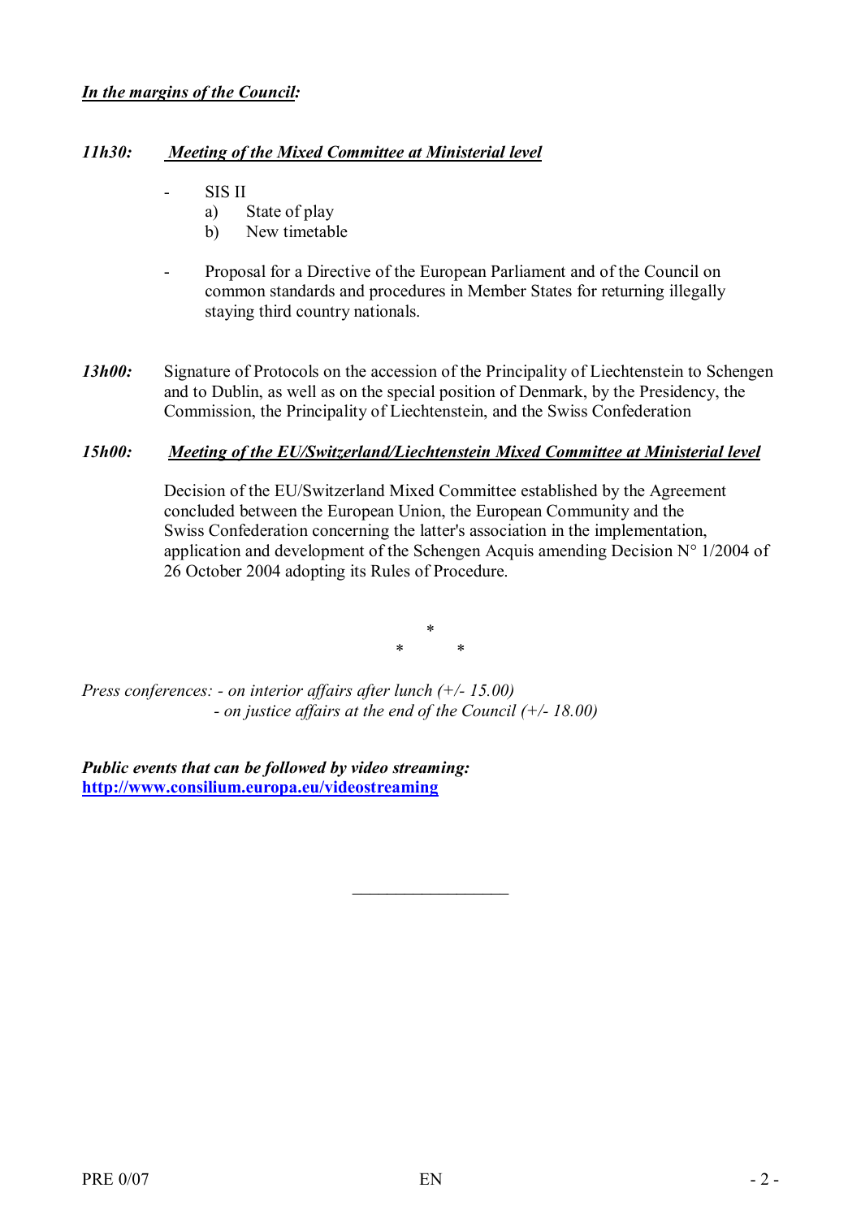***In the margins of the Council:***

***11h30:*** ***Meeting of the Mixed Committee at Ministerial level***

- SIS II
  - a) State of play
  - b) New timetable

- Proposal for a Directive of the European Parliament and of the Council on common standards and procedures in Member States for returning illegally staying third country nationals.

***13h00:*** Signature of Protocols on the accession of the Principality of Liechtenstein to Schengen and to Dublin, as well as on the special position of Denmark, by the Presidency, the Commission, the Principality of Liechtenstein, and the Swiss Confederation

***15h00:*** ***Meeting of the EU/Switzerland/Liechtenstein Mixed Committee at Ministerial level***

Decision of the EU/Switzerland Mixed Committee established by the Agreement concluded between the European Union, the European Community and the Swiss Confederation concerning the latter's association in the implementation, application and development of the Schengen Acquis amending Decision N° 1/2004 of 26 October 2004 adopting its Rules of Procedure.

\*

\* \*

*Press conferences: - on interior affairs after lunch (+/- 15.00)*
*- on justice affairs at the end of the Council (+/- 18.00)*

***Public events that can be followed by video streaming:***
**[http://www.consilium.europa.eu/videostreaming](http://www.consilium.europa.eu/videostreaming)**